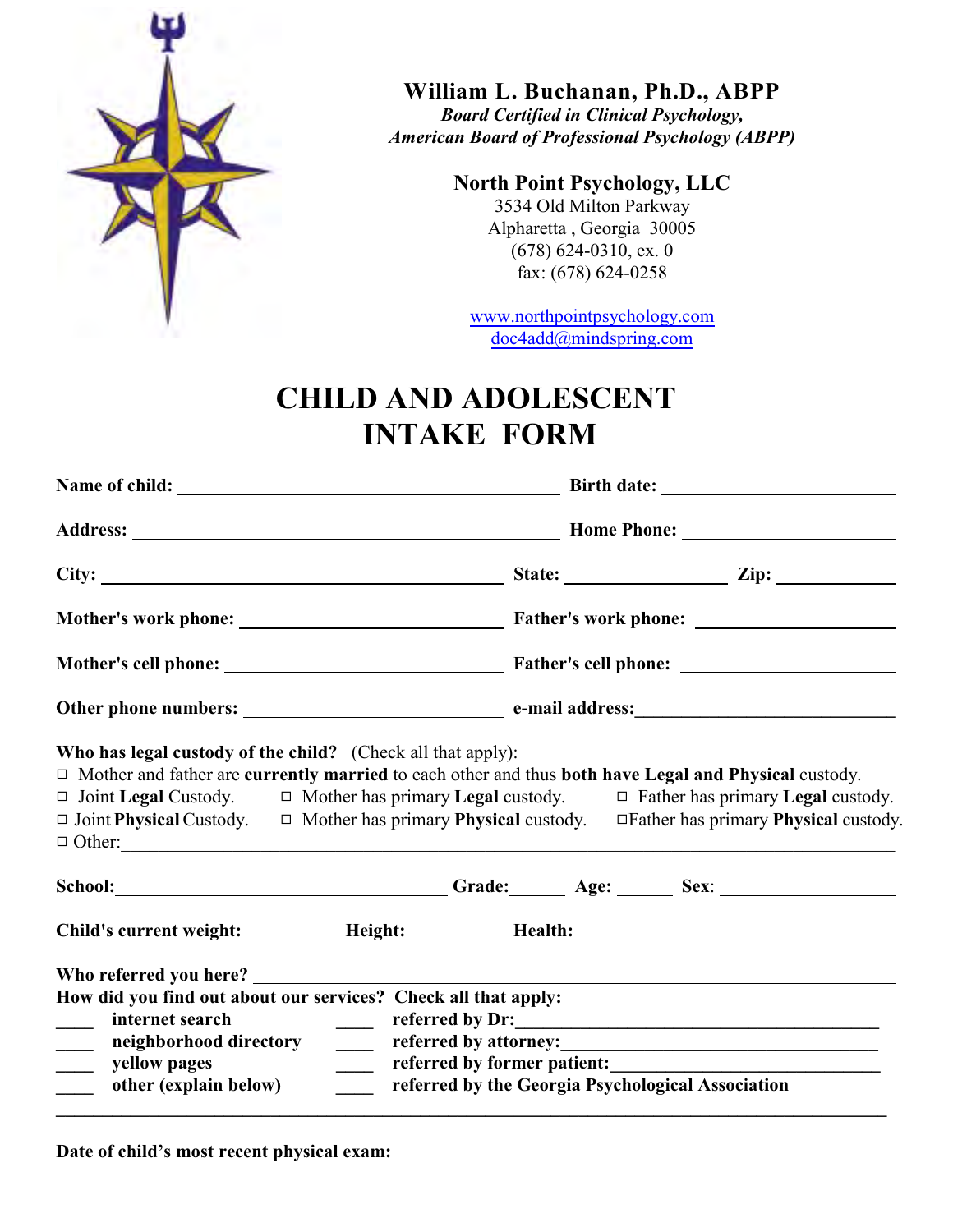**William L. Buchanan, Ph.D., ABPP**
***Board Certified in Clinical Psychology,***
***American Board of Professional Psychology (ABPP)***

**North Point Psychology, LLC**
3534 Old Milton Parkway
Alpharetta , Georgia 30005
(678) 624-0310, ex. 0
fax: (678) 624-0258

[www.northpointpsychology.com](http://www.northpointpsychology.com)
[doc4add@mindspring.com](mailto:doc4add@mindspring.com)

# CHILD AND ADOLESCENT INTAKE FORM

**Name of child:** ______________________________ **Birth date:** ____________________

**Address:** ______________________________ **Home Phone:** ____________________

**City:** ______________________________ **State:** ______________ **Zip:** __________

**Mother's work phone:** ____________________ **Father's work phone:** ____________________

**Mother's cell phone:** ____________________ **Father's cell phone:** ____________________

**Other phone numbers:** ____________________ **e-mail address:** ____________________

**Who has legal custody of the child?** (Check all that apply):

□ Mother and father are **currently married** to each other and thus **both have Legal and Physical** custody.

□ Joint **Legal** Custody. □ Mother has primary **Legal** custody. □ Father has primary **Legal** custody.

□ Joint **Physical** Custody. □ Mother has primary **Physical** custody. □Father has primary **Physical** custody.

□ Other: ____________________________________________________________

**School:** ______________________________ **Grade:** ______ **Age:** ______ **Sex**: ______________

**Child's current weight:** ________ **Height:** ________ **Health:** ______________________________

**Who referred you here?** ____________________________________________________________

**How did you find out about our services? Check all that apply:**

____ **internet search** ____ **referred by Dr:** ______________________________

____ **neighborhood directory** ____ **referred by attorney:** ______________________________

____ **yellow pages** ____ **referred by former patient:** ______________________________

____ **other (explain below)** ____ **referred by the Georgia Psychological Association**

____________________________________________________________________________

**Date of child's most recent physical exam:** ______________________________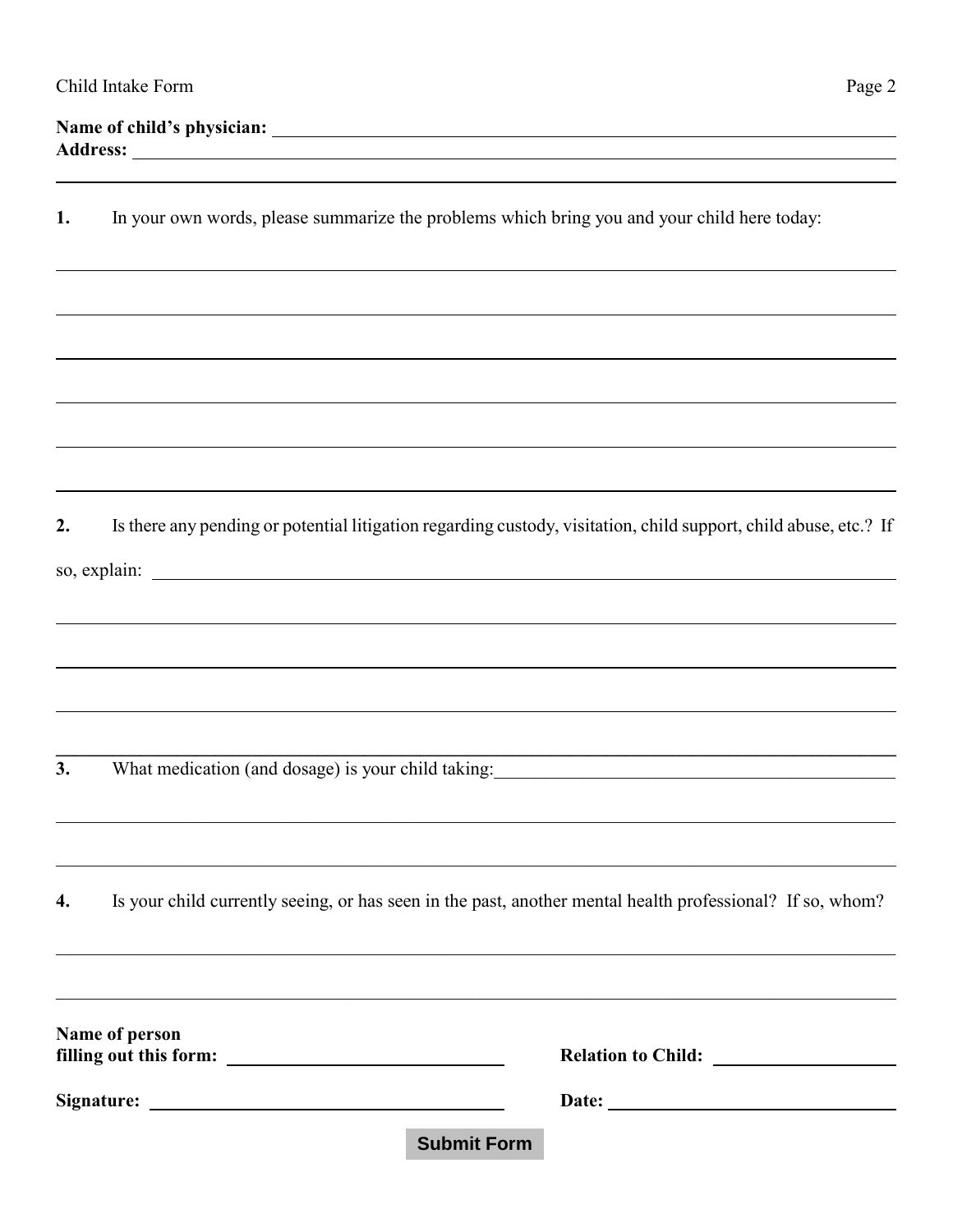**Name of child's physician:** \_\_\_\_\_\_\_\_\_\_\_\_\_\_\_\_\_\_\_\_\_\_\_\_\_\_\_\_\_\_\_\_\_\_\_\_\_\_\_\_

**Address:** \_\_\_\_\_\_\_\_\_\_\_\_\_\_\_\_\_\_\_\_\_\_\_\_\_\_\_\_\_\_\_\_\_\_\_\_\_\_\_\_\_\_\_\_\_\_\_\_\_\_

**1.** In your own words, please summarize the problems which bring you and your child here today:

**2.** Is there any pending or potential litigation regarding custody, visitation, child support, child abuse, etc.? If so, explain: \_\_\_\_\_\_\_\_\_\_\_\_\_\_\_\_\_\_\_\_\_\_\_\_\_\_\_\_\_\_\_\_\_\_\_\_\_\_\_\_

**3.** What medication (and dosage) is your child taking: \_\_\_\_\_\_\_\_\_\_\_\_\_\_\_\_\_\_\_\_\_\_\_\_\_\_\_\_\_\_\_\_\_\_\_\_\_\_\_\_

**4.** Is your child currently seeing, or has seen in the past, another mental health professional? If so, whom?

**Name of person filling out this form:** \_\_\_\_\_\_\_\_\_\_\_\_\_\_\_\_\_\_\_\_\_\_\_\_ **Relation to Child:** \_\_\_\_\_\_\_\_\_\_\_\_\_\_\_\_

**Signature:** \_\_\_\_\_\_\_\_\_\_\_\_\_\_\_\_\_\_\_\_\_\_\_\_\_\_\_\_\_\_ **Date:** \_\_\_\_\_\_\_\_\_\_\_\_\_\_\_\_\_\_\_\_\_\_\_\_

**Submit Form**